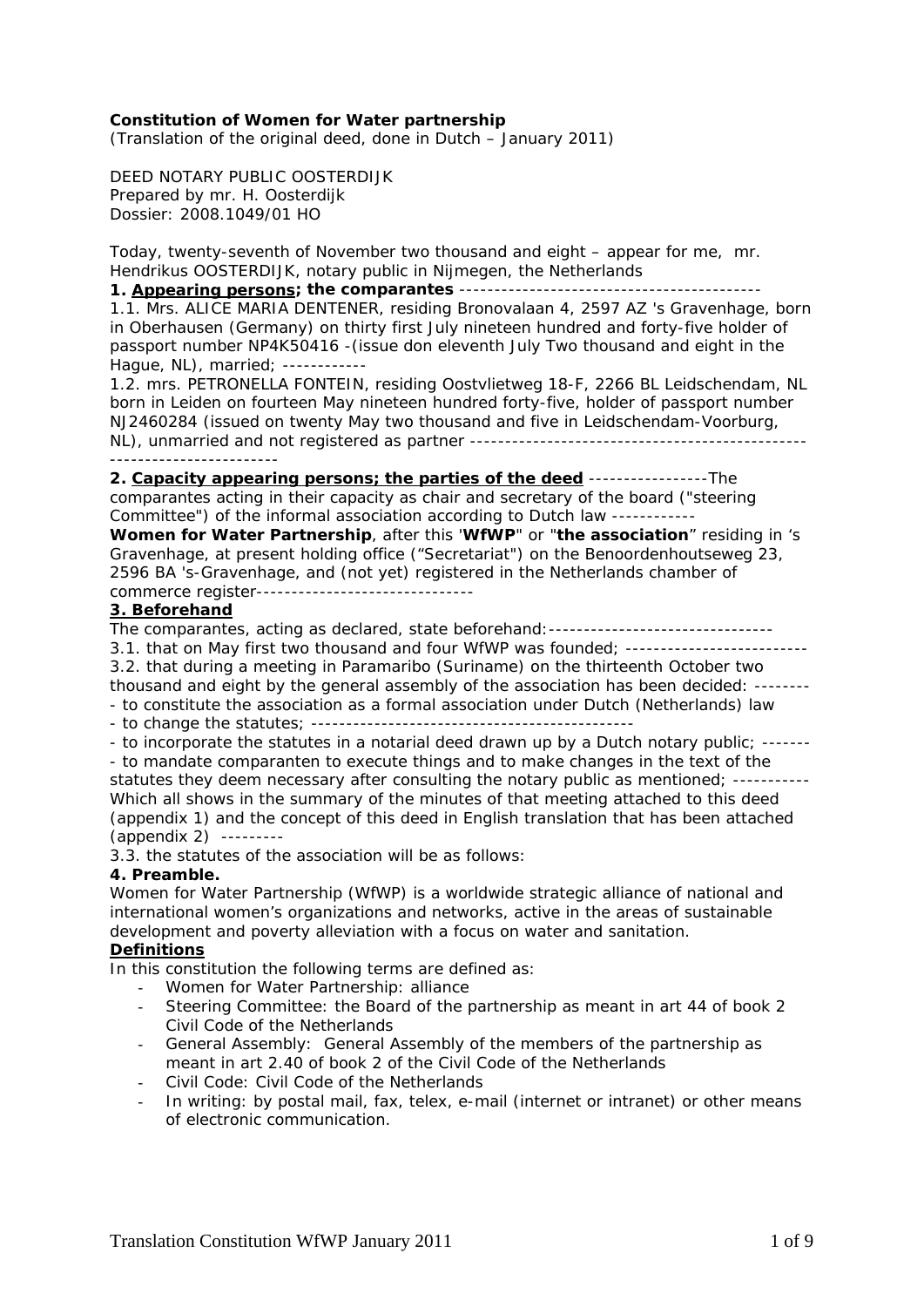**Constitution of Women for Water partnership**
*(Translation of the original deed, done in Dutch – January 2011)*

DEED NOTARY PUBLIC OOSTERDIJK
Prepared by mr. H. Oosterdijk
Dossier: 2008.1049/01 HO

Today, twenty-seventh of November two thousand and eight – appear for me, mr. Hendrikus OOSTERDIJK, notary public in Nijmegen, the Netherlands

**1. <u>Appearing persons</u>; the comparantes** ------------------------------------------

1.1. Mrs. ALICE MARIA DENTENER, residing Bronovalaan 4, 2597 AZ 's Gravenhage, born in Oberhausen (Germany) on thirty first July nineteen hundred and forty-five holder of passport number NP4K50416 -(issue don eleventh July Two thousand and eight in the Hague, NL), married; ------------

1.2. mrs. PETRONELLA FONTEIN, residing Oostvlietweg 18-F, 2266 BL Leidschendam, NL born in Leiden on fourteen May nineteen hundred forty-five, holder of passport number NJ2460284 (issued on twenty May two thousand and five in Leidschendam-Voorburg, NL), unmarried and not registered as partner ------------------------------------------------------------------------

**2. <u>Capacity appearing persons; the parties of the deed</u>** -----------------The comparantes acting in their capacity as chair and secretary of the board ("steering Committee") of the informal association according to Dutch law -----------

**Women for Water Partnership**, after this '**WfWP**" or "**the association**" residing in 's Gravenhage, at present holding office ("Secretariat") on the Benoordenhoutseweg 23, 2596 BA 's-Gravenhage, and (not yet) registered in the Netherlands chamber of commerce register-------------------------------

**3. <u>Beforehand</u>**

The comparantes, acting as declared, state beforehand:--------------------------------

3.1. that on May first two thousand and four WfWP was founded; --------------------------

3.2. that during a meeting in Paramaribo (Suriname) on the thirteenth October two thousand and eight by the general assembly of the association has been decided: --------

- to constitute the association as a formal association under Dutch (Netherlands) law
- to change the statutes; ---------------------------------------------
- to incorporate the statutes in a notarial deed drawn up by a Dutch notary public; -------
- to mandate comparanten to execute things and to make changes in the text of the statutes they deem necessary after consulting the notary public as mentioned; -----------

Which all shows in the summary of the minutes of that meeting attached to this deed (appendix 1) and the concept of this deed in English translation that has been attached (appendix 2) ---------

3.3. the statutes of the association will be as follows:

**4. Preamble.**

Women for Water Partnership (WfWP) is a worldwide strategic alliance of national and international women's organizations and networks, active in the areas of sustainable development and poverty alleviation with a focus on water and sanitation.

**<u>Definitions</u>**

In this constitution the following terms are defined as:

- Women for Water Partnership: alliance
- Steering Committee: the Board of the partnership as meant in art 44 of book 2 Civil Code of the Netherlands
- General Assembly: General Assembly of the members of the partnership as meant in art 2.40 of book 2 of the Civil Code of the Netherlands
- Civil Code: Civil Code of the Netherlands
- In writing: by postal mail, fax, telex, e-mail (internet or intranet) or other means of electronic communication.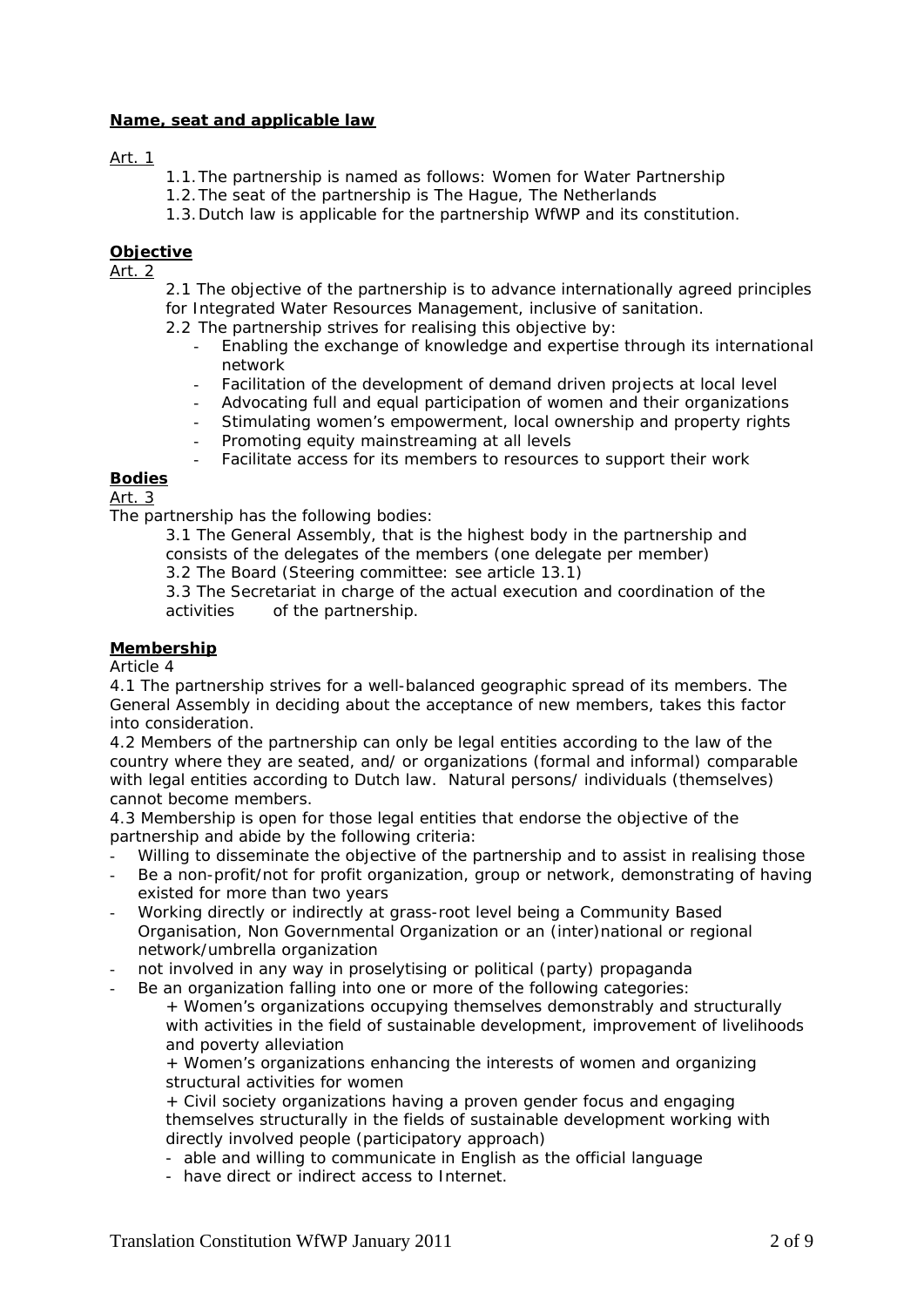## **Name, seat and applicable law**

Art. 1

1.1. The partnership is named as follows: Women for Water Partnership
1.2. The seat of the partnership is The Hague, The Netherlands
1.3. Dutch law is applicable for the partnership WfWP and its constitution.

## **Objective**

Art. 2

2.1 The objective of the partnership is to advance internationally agreed principles for Integrated Water Resources Management, inclusive of sanitation.

2.2 The partnership strives for realising this objective by:

- Enabling the exchange of knowledge and expertise through its international network
- Facilitation of the development of demand driven projects at local level
- Advocating full and equal participation of women and their organizations
- Stimulating women's empowerment, local ownership and property rights
- Promoting equity mainstreaming at all levels
- Facilitate access for its members to resources to support their work

## **Bodies**

Art. 3

The partnership has the following bodies:

3.1 The General Assembly, that is the highest body in the partnership and consists of the delegates of the members (one delegate per member)

3.2 The Board (Steering committee: see article 13.1)

3.3 The Secretariat in charge of the actual execution and coordination of the activities of the partnership.

## **Membership**

Article 4

4.1 The partnership strives for a well-balanced geographic spread of its members. The General Assembly in deciding about the acceptance of new members, takes this factor into consideration.

4.2 Members of the partnership can only be legal entities according to the law of the country where they are seated, and/ or organizations (formal and informal) comparable with legal entities according to Dutch law. Natural persons/ individuals (themselves) cannot become members.

4.3 Membership is open for those legal entities that endorse the objective of the partnership and abide by the following criteria:

- Willing to disseminate the objective of the partnership and to assist in realising those
- Be a non-profit/not for profit organization, group or network, demonstrating of having existed for more than two years
- Working directly or indirectly at grass-root level being a Community Based Organisation, Non Governmental Organization or an (inter)national or regional network/umbrella organization
- not involved in any way in proselytising or political (party) propaganda
- Be an organization falling into one or more of the following categories:
  + Women's organizations occupying themselves demonstrably and structurally with activities in the field of sustainable development, improvement of livelihoods and poverty alleviation
  + Women's organizations enhancing the interests of women and organizing structural activities for women
  + Civil society organizations having a proven gender focus and engaging themselves structurally in the fields of sustainable development working with directly involved people (participatory approach)
  - able and willing to communicate in English as the official language
  - have direct or indirect access to Internet.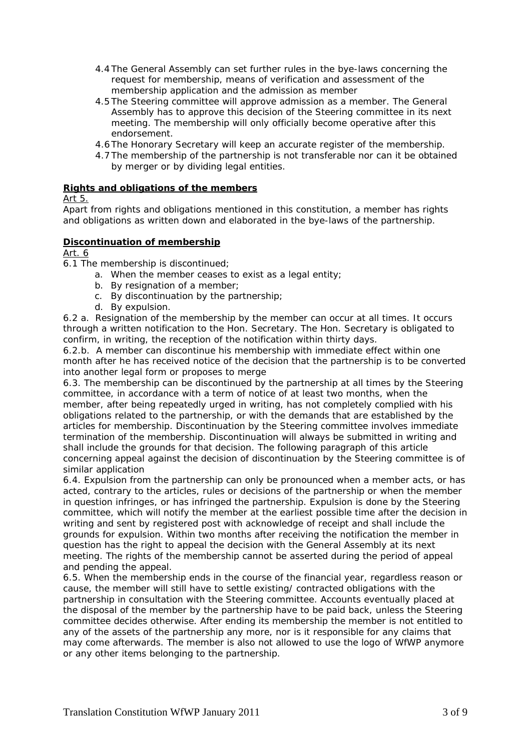4.4 The General Assembly can set further rules in the bye-laws concerning the request for membership, means of verification and assessment of the membership application and the admission as member

4.5 The Steering committee will approve admission as a member. The General Assembly has to approve this decision of the Steering committee in its next meeting. The membership will only officially become operative after this endorsement.

4.6 The Honorary Secretary will keep an accurate register of the membership.

4.7 The membership of the partnership is not transferable nor can it be obtained by merger or by dividing legal entities.

**Rights and obligations of the members**

Art 5.

Apart from rights and obligations mentioned in this constitution, a member has rights and obligations as written down and elaborated in the bye-laws of the partnership.

**Discontinuation of membership**

Art. 6

6.1 The membership is discontinued;

a. When the member ceases to exist as a legal entity;
b. By resignation of a member;
c. By discontinuation by the partnership;
d. By expulsion.

6.2 a. Resignation of the membership by the member can occur at all times. It occurs through a written notification to the Hon. Secretary. The Hon. Secretary is obligated to confirm, in writing, the reception of the notification within thirty days.

6.2.b. A member can discontinue his membership with immediate effect within one month after he has received notice of the decision that the partnership is to be converted into another legal form or proposes to merge

6.3. The membership can be discontinued by the partnership at all times by the Steering committee, in accordance with a term of notice of at least two months, when the member, after being repeatedly urged in writing, has not completely complied with his obligations related to the partnership, or with the demands that are established by the articles for membership. Discontinuation by the Steering committee involves immediate termination of the membership. Discontinuation will always be submitted in writing and shall include the grounds for that decision. The following paragraph of this article concerning appeal against the decision of discontinuation by the Steering committee is of similar application

6.4. Expulsion from the partnership can only be pronounced when a member acts, or has acted, contrary to the articles, rules or decisions of the partnership or when the member in question infringes, or has infringed the partnership. Expulsion is done by the Steering committee, which will notify the member at the earliest possible time after the decision in writing and sent by registered post with acknowledge of receipt and shall include the grounds for expulsion. Within two months after receiving the notification the member in question has the right to appeal the decision with the General Assembly at its next meeting. The rights of the membership cannot be asserted during the period of appeal and pending the appeal.

6.5. When the membership ends in the course of the financial year, regardless reason or cause, the member will still have to settle existing/ contracted obligations with the partnership in consultation with the Steering committee. Accounts eventually placed at the disposal of the member by the partnership have to be paid back, unless the Steering committee decides otherwise. After ending its membership the member is not entitled to any of the assets of the partnership any more, nor is it responsible for any claims that may come afterwards. The member is also not allowed to use the logo of WfWP anymore or any other items belonging to the partnership.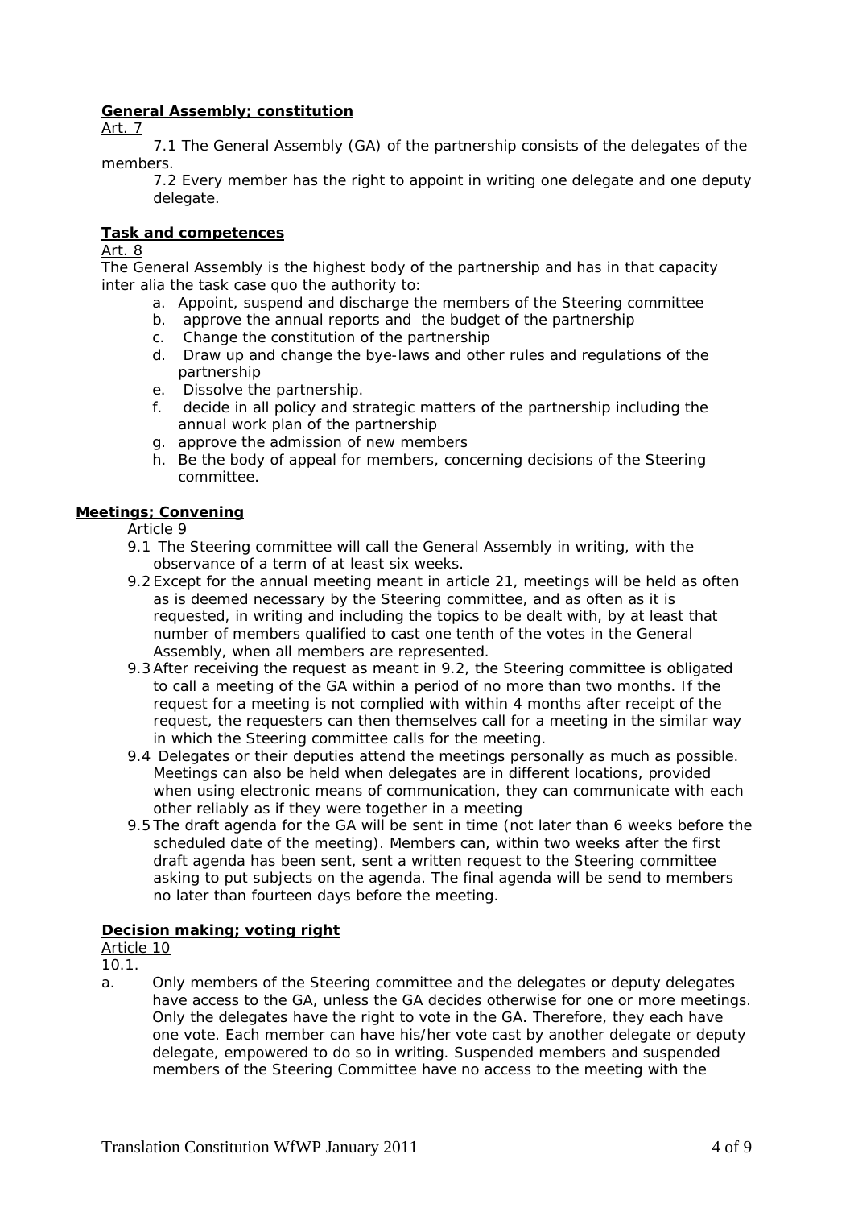**General Assembly; constitution**

Art. 7

7.1 The General Assembly (GA) of the partnership consists of the delegates of the members.

7.2 Every member has the right to appoint in writing one delegate and one deputy delegate.

**Task and competences**

Art. 8

The General Assembly is the highest body of the partnership and has in that capacity inter alia the task case quo the authority to:

a. Appoint, suspend and discharge the members of the Steering committee
b. approve the annual reports and the budget of the partnership
c. Change the constitution of the partnership
d. Draw up and change the bye-laws and other rules and regulations of the partnership
e. Dissolve the partnership.
f. decide in all policy and strategic matters of the partnership including the annual work plan of the partnership
g. approve the admission of new members
h. Be the body of appeal for members, concerning decisions of the Steering committee.

**Meetings; Convening**

Article 9

9.1 The Steering committee will call the General Assembly in writing, with the observance of a term of at least six weeks.

9.2 Except for the annual meeting meant in article 21, meetings will be held as often as is deemed necessary by the Steering committee, and as often as it is requested, in writing and including the topics to be dealt with, by at least that number of members qualified to cast one tenth of the votes in the General Assembly, when all members are represented.

9.3 After receiving the request as meant in 9.2, the Steering committee is obligated to call a meeting of the GA within a period of no more than two months. If the request for a meeting is not complied with within 4 months after receipt of the request, the requesters can then themselves call for a meeting in the similar way in which the Steering committee calls for the meeting.

9.4 Delegates or their deputies attend the meetings personally as much as possible. Meetings can also be held when delegates are in different locations, provided when using electronic means of communication, they can communicate with each other reliably as if they were together in a meeting

9.5 The draft agenda for the GA will be sent in time (not later than 6 weeks before the scheduled date of the meeting). Members can, within two weeks after the first draft agenda has been sent, sent a written request to the Steering committee asking to put subjects on the agenda. The final agenda will be send to members no later than fourteen days before the meeting.

**Decision making; voting right**

Article 10

10.1.

a. Only members of the Steering committee and the delegates or deputy delegates have access to the GA, unless the GA decides otherwise for one or more meetings. Only the delegates have the right to vote in the GA. Therefore, they each have one vote. Each member can have his/her vote cast by another delegate or deputy delegate, empowered to do so in writing. Suspended members and suspended members of the Steering Committee have no access to the meeting with the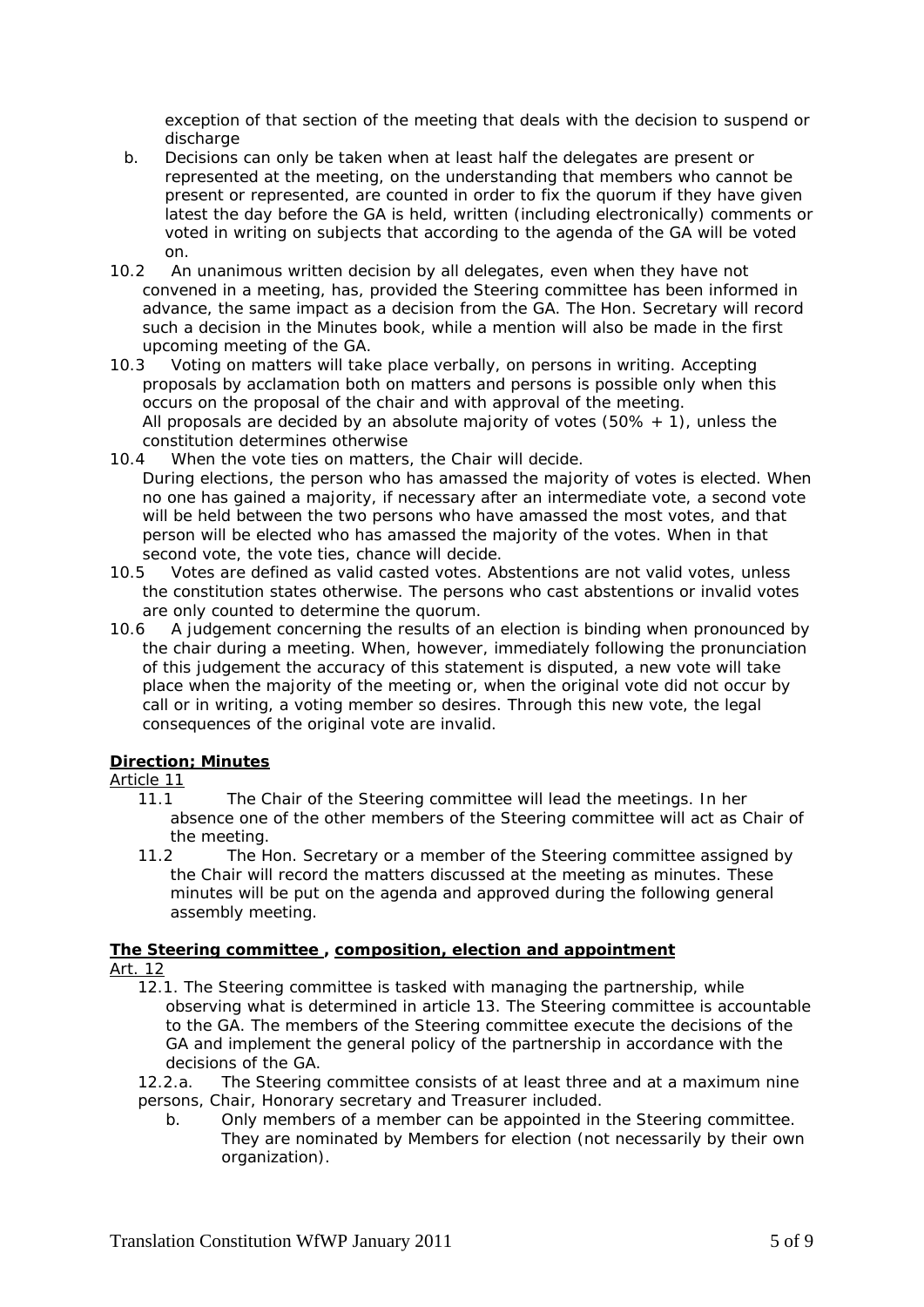exception of that section of the meeting that deals with the decision to suspend or discharge

b. Decisions can only be taken when at least half the delegates are present or represented at the meeting, on the understanding that members who cannot be present or represented, are counted in order to fix the quorum if they have given latest the day before the GA is held, written (including electronically) comments or voted in writing on subjects that according to the agenda of the GA will be voted on.

10.2 An unanimous written decision by all delegates, even when they have not convened in a meeting, has, provided the Steering committee has been informed in advance, the same impact as a decision from the GA. The Hon. Secretary will record such a decision in the Minutes book, while a mention will also be made in the first upcoming meeting of the GA.

10.3 Voting on matters will take place verbally, on persons in writing. Accepting proposals by acclamation both on matters and persons is possible only when this occurs on the proposal of the chair and with approval of the meeting.
All proposals are decided by an absolute majority of votes (50% + 1), unless the constitution determines otherwise

10.4 When the vote ties on matters, the Chair will decide.
During elections, the person who has amassed the majority of votes is elected. When no one has gained a majority, if necessary after an intermediate vote, a second vote will be held between the two persons who have amassed the most votes, and that person will be elected who has amassed the majority of the votes. When in that second vote, the vote ties, chance will decide.

10.5 Votes are defined as valid casted votes. Abstentions are not valid votes, unless the constitution states otherwise. The persons who cast abstentions or invalid votes are only counted to determine the quorum.

10.6 A judgement concerning the results of an election is binding when pronounced by the chair during a meeting. When, however, immediately following the pronunciation of this judgement the accuracy of this statement is disputed, a new vote will take place when the majority of the meeting or, when the original vote did not occur by call or in writing, a voting member so desires. Through this new vote, the legal consequences of the original vote are invalid.

**Direction; Minutes**

Article 11

11.1 The Chair of the Steering committee will lead the meetings. In her absence one of the other members of the Steering committee will act as Chair of the meeting.

11.2 The Hon. Secretary or a member of the Steering committee assigned by the Chair will record the matters discussed at the meeting as minutes. These minutes will be put on the agenda and approved during the following general assembly meeting.

**The Steering committee , composition, election and appointment**

Art. 12

12.1. The Steering committee is tasked with managing the partnership, while observing what is determined in article 13. The Steering committee is accountable to the GA. The members of the Steering committee execute the decisions of the GA and implement the general policy of the partnership in accordance with the decisions of the GA.

12.2.a. The Steering committee consists of at least three and at a maximum nine persons, Chair, Honorary secretary and Treasurer included.

b. Only members of a member can be appointed in the Steering committee. They are nominated by Members for election (not necessarily by their own organization).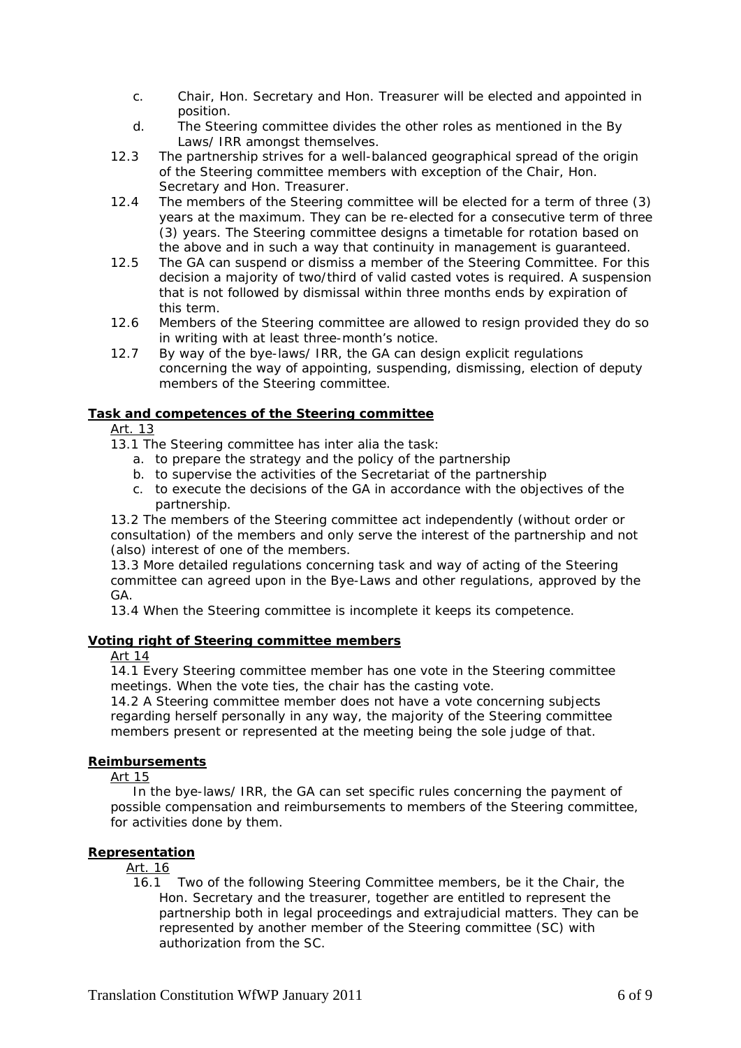c. Chair, Hon. Secretary and Hon. Treasurer will be elected and appointed in position.

d. The Steering committee divides the other roles as mentioned in the By Laws/ IRR amongst themselves.

12.3 The partnership strives for a well-balanced geographical spread of the origin of the Steering committee members with exception of the Chair, Hon. Secretary and Hon. Treasurer.

12.4 The members of the Steering committee will be elected for a term of three (3) years at the maximum. They can be re-elected for a consecutive term of three (3) years. The Steering committee designs a timetable for rotation based on the above and in such a way that continuity in management is guaranteed.

12.5 The GA can suspend or dismiss a member of the Steering Committee. For this decision a majority of two/third of valid casted votes is required. A suspension that is not followed by dismissal within three months ends by expiration of this term.

12.6 Members of the Steering committee are allowed to resign provided they do so in writing with at least three-month's notice.

12.7 By way of the bye-laws/ IRR, the GA can design explicit regulations concerning the way of appointing, suspending, dismissing, election of deputy members of the Steering committee.

**Task and competences of the Steering committee**

Art. 13

13.1 The Steering committee has inter alia the task:

a. to prepare the strategy and the policy of the partnership
b. to supervise the activities of the Secretariat of the partnership
c. to execute the decisions of the GA in accordance with the objectives of the partnership.

13.2 The members of the Steering committee act independently (without order or consultation) of the members and only serve the interest of the partnership and not (also) interest of one of the members.

13.3 More detailed regulations concerning task and way of acting of the Steering committee can agreed upon in the Bye-Laws and other regulations, approved by the GA.

13.4 When the Steering committee is incomplete it keeps its competence.

**Voting right of Steering committee members**

Art 14

14.1 Every Steering committee member has one vote in the Steering committee meetings. When the vote ties, the chair has the casting vote.

14.2 A Steering committee member does not have a vote concerning subjects regarding herself personally in any way, the majority of the Steering committee members present or represented at the meeting being the sole judge of that.

**Reimbursements**

Art 15

In the bye-laws/ IRR, the GA can set specific rules concerning the payment of possible compensation and reimbursements to members of the Steering committee, for activities done by them.

**Representation**

Art. 16

16.1 Two of the following Steering Committee members, be it the Chair, the Hon. Secretary and the treasurer, together are entitled to represent the partnership both in legal proceedings and extrajudicial matters. They can be represented by another member of the Steering committee (SC) with authorization from the SC.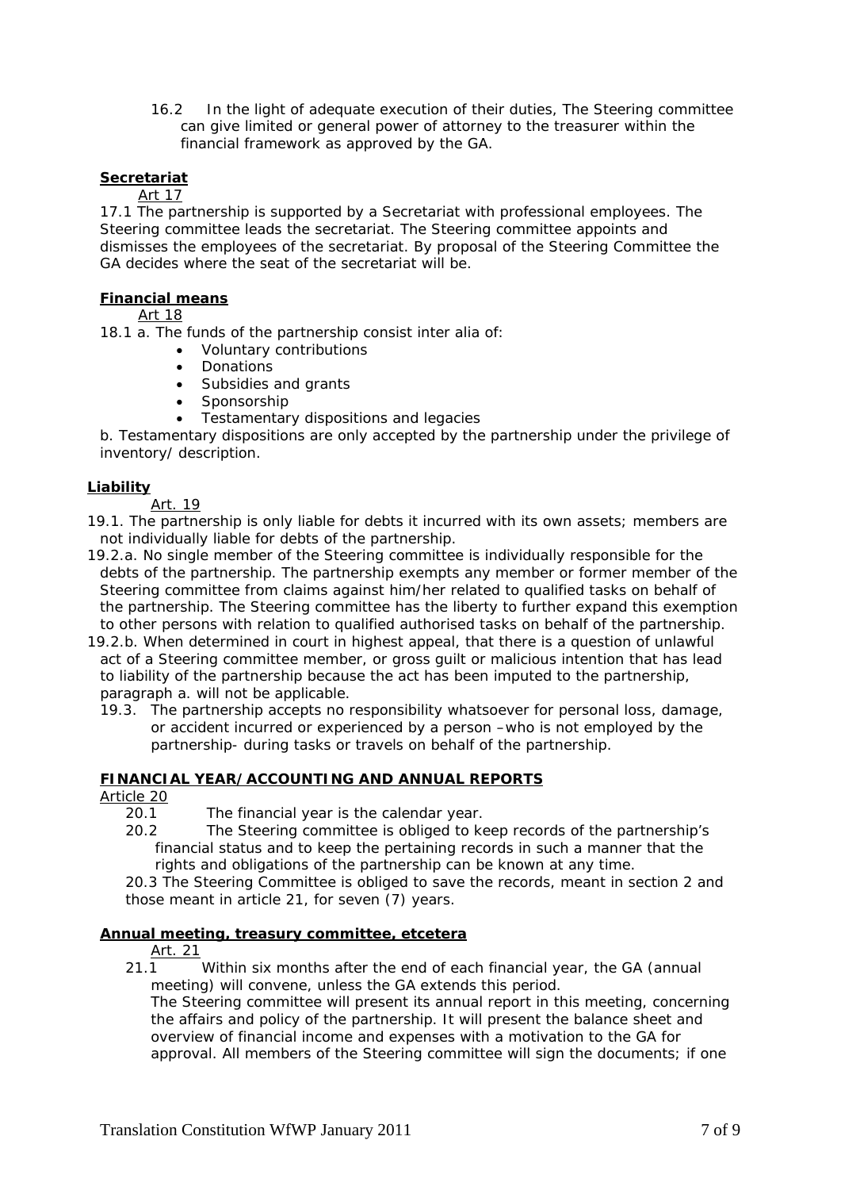16.2 In the light of adequate execution of their duties, The Steering committee can give limited or general power of attorney to the treasurer within the financial framework as approved by the GA.

**Secretariat**

Art 17

17.1 The partnership is supported by a Secretariat with professional employees. The Steering committee leads the secretariat. The Steering committee appoints and dismisses the employees of the secretariat. By proposal of the Steering Committee the GA decides where the seat of the secretariat will be.

**Financial means**

Art 18

18.1 a. The funds of the partnership consist inter alia of:

- Voluntary contributions
- Donations
- Subsidies and grants
- Sponsorship
- Testamentary dispositions and legacies

b. Testamentary dispositions are only accepted by the partnership under the privilege of inventory/ description.

**Liability**

Art. 19

19.1. The partnership is only liable for debts it incurred with its own assets; members are not individually liable for debts of the partnership.

19.2.a. No single member of the Steering committee is individually responsible for the debts of the partnership. The partnership exempts any member or former member of the Steering committee from claims against him/her related to qualified tasks on behalf of the partnership. The Steering committee has the liberty to further expand this exemption to other persons with relation to qualified authorised tasks on behalf of the partnership.

19.2.b. When determined in court in highest appeal, that there is a question of unlawful act of a Steering committee member, or gross guilt or malicious intention that has lead to liability of the partnership because the act has been imputed to the partnership, paragraph a. will not be applicable.

19.3. The partnership accepts no responsibility whatsoever for personal loss, damage, or accident incurred or experienced by a person –who is not employed by the partnership- during tasks or travels on behalf of the partnership.

**FINANCIAL YEAR/ACCOUNTING AND ANNUAL REPORTS**

Article 20

20.1 The financial year is the calendar year.

20.2 The Steering committee is obliged to keep records of the partnership's financial status and to keep the pertaining records in such a manner that the rights and obligations of the partnership can be known at any time.

20.3 The Steering Committee is obliged to save the records, meant in section 2 and those meant in article 21, for seven (7) years.

**Annual meeting, treasury committee, etcetera**

Art. 21

21.1 Within six months after the end of each financial year, the GA (annual meeting) will convene, unless the GA extends this period.
The Steering committee will present its annual report in this meeting, concerning the affairs and policy of the partnership. It will present the balance sheet and overview of financial income and expenses with a motivation to the GA for approval. All members of the Steering committee will sign the documents; if one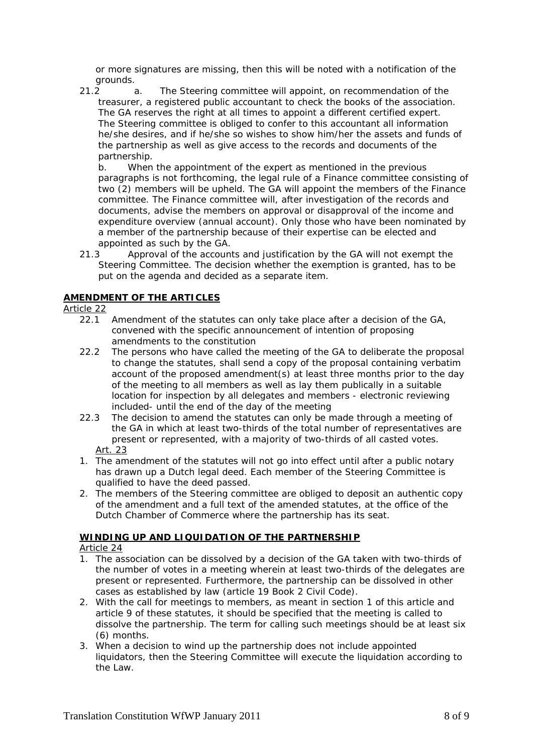or more signatures are missing, then this will be noted with a notification of the grounds.

21.2 a. The Steering committee will appoint, on recommendation of the treasurer, a registered public accountant to check the books of the association. The GA reserves the right at all times to appoint a different certified expert. The Steering committee is obliged to confer to this accountant all information he/she desires, and if he/she so wishes to show him/her the assets and funds of the partnership as well as give access to the records and documents of the partnership.

b. When the appointment of the expert as mentioned in the previous paragraphs is not forthcoming, the legal rule of a Finance committee consisting of two (2) members will be upheld. The GA will appoint the members of the Finance committee. The Finance committee will, after investigation of the records and documents, advise the members on approval or disapproval of the income and expenditure overview (annual account). Only those who have been nominated by a member of the partnership because of their expertise can be elected and appointed as such by the GA.

21.3 Approval of the accounts and justification by the GA will not exempt the Steering Committee. The decision whether the exemption is granted, has to be put on the agenda and decided as a separate item.

## AMENDMENT OF THE ARTICLES

Article 22

22.1 Amendment of the statutes can only take place after a decision of the GA, convened with the specific announcement of intention of proposing amendments to the constitution

22.2 The persons who have called the meeting of the GA to deliberate the proposal to change the statutes, shall send a copy of the proposal containing verbatim account of the proposed amendment(s) at least three months prior to the day of the meeting to all members as well as lay them publically in a suitable location for inspection by all delegates and members - electronic reviewing included- until the end of the day of the meeting

22.3 The decision to amend the statutes can only be made through a meeting of the GA in which at least two-thirds of the total number of representatives are present or represented, with a majority of two-thirds of all casted votes.

Art. 23

1. The amendment of the statutes will not go into effect until after a public notary has drawn up a Dutch legal deed. Each member of the Steering Committee is qualified to have the deed passed.
2. The members of the Steering committee are obliged to deposit an authentic copy of the amendment and a full text of the amended statutes, at the office of the Dutch Chamber of Commerce where the partnership has its seat.

## WINDING UP AND LIQUIDATION OF THE PARTNERSHIP

Article 24

1. The association can be dissolved by a decision of the GA taken with two-thirds of the number of votes in a meeting wherein at least two-thirds of the delegates are present or represented. Furthermore, the partnership can be dissolved in other cases as established by law (article 19 Book 2 Civil Code).
2. With the call for meetings to members, as meant in section 1 of this article and article 9 of these statutes, it should be specified that the meeting is called to dissolve the partnership. The term for calling such meetings should be at least six (6) months.
3. When a decision to wind up the partnership does not include appointed liquidators, then the Steering Committee will execute the liquidation according to the Law.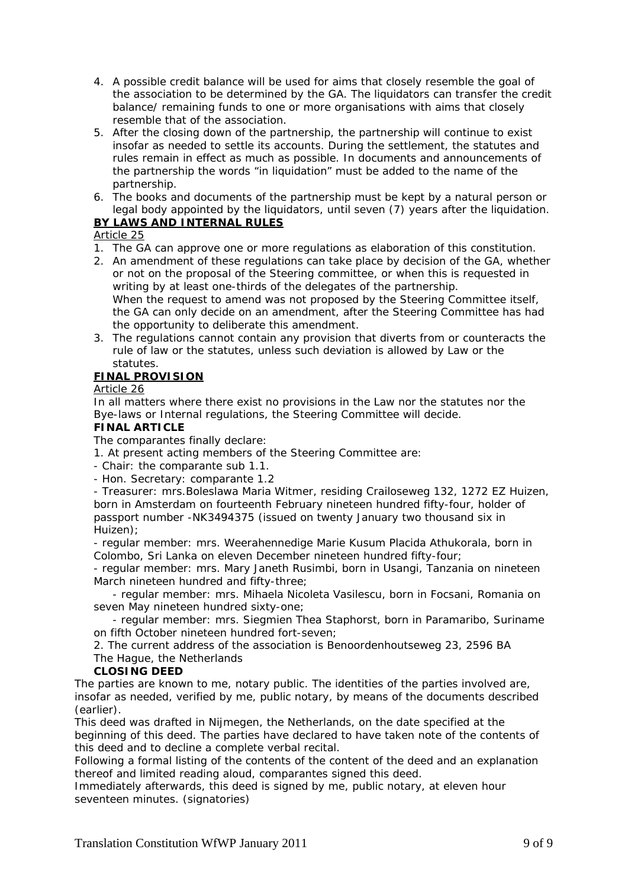4. A possible credit balance will be used for aims that closely resemble the goal of the association to be determined by the GA. The liquidators can transfer the credit balance/ remaining funds to one or more organisations with aims that closely resemble that of the association.
5. After the closing down of the partnership, the partnership will continue to exist insofar as needed to settle its accounts. During the settlement, the statutes and rules remain in effect as much as possible. In documents and announcements of the partnership the words "in liquidation" must be added to the name of the partnership.
6. The books and documents of the partnership must be kept by a natural person or legal body appointed by the liquidators, until seven (7) years after the liquidation.

**BY LAWS AND INTERNAL RULES**

Article 25

1. The GA can approve one or more regulations as elaboration of this constitution.
2. An amendment of these regulations can take place by decision of the GA, whether or not on the proposal of the Steering committee, or when this is requested in writing by at least one-thirds of the delegates of the partnership.
   When the request to amend was not proposed by the Steering Committee itself, the GA can only decide on an amendment, after the Steering Committee has had the opportunity to deliberate this amendment.
3. The regulations cannot contain any provision that diverts from or counteracts the rule of law or the statutes, unless such deviation is allowed by Law or the statutes.

**FINAL PROVISION**

Article 26

In all matters where there exist no provisions in the Law nor the statutes nor the Bye-laws or Internal regulations, the Steering Committee will decide.

**FINAL ARTICLE**

The comparantes finally declare:

1. At present acting members of the Steering Committee are:

- Chair: the comparante sub 1.1.
- Hon. Secretary: comparante 1.2
- Treasurer: mrs.Boleslawa Maria Witmer, residing Crailoseweg 132, 1272 EZ Huizen, born in Amsterdam on fourteenth February nineteen hundred fifty-four, holder of passport number -NK3494375 (issued on twenty January two thousand six in Huizen);
- regular member: mrs. Weerahennedige Marie Kusum Placida Athukorala, born in Colombo, Sri Lanka on eleven December nineteen hundred fifty-four;
- regular member: mrs. Mary Janeth Rusimbi, born in Usangi, Tanzania on nineteen March nineteen hundred and fifty-three;
- regular member: mrs. Mihaela Nicoleta Vasilescu, born in Focsani, Romania on seven May nineteen hundred sixty-one;
- regular member: mrs. Siegmien Thea Staphorst, born in Paramaribo, Suriname on fifth October nineteen hundred fort-seven;

2. The current address of the association is Benoordenhoutseweg 23, 2596 BA The Hague, the Netherlands

**CLOSING DEED**

The parties are known to me, notary public. The identities of the parties involved are, insofar as needed, verified by me, public notary, by means of the documents described (earlier).

This deed was drafted in Nijmegen, the Netherlands, on the date specified at the beginning of this deed. The parties have declared to have taken note of the contents of this deed and to decline a complete verbal recital.

Following a formal listing of the contents of the content of the deed and an explanation thereof and limited reading aloud, comparantes signed this deed.

Immediately afterwards, this deed is signed by me, public notary, at eleven hour seventeen minutes. (signatories)